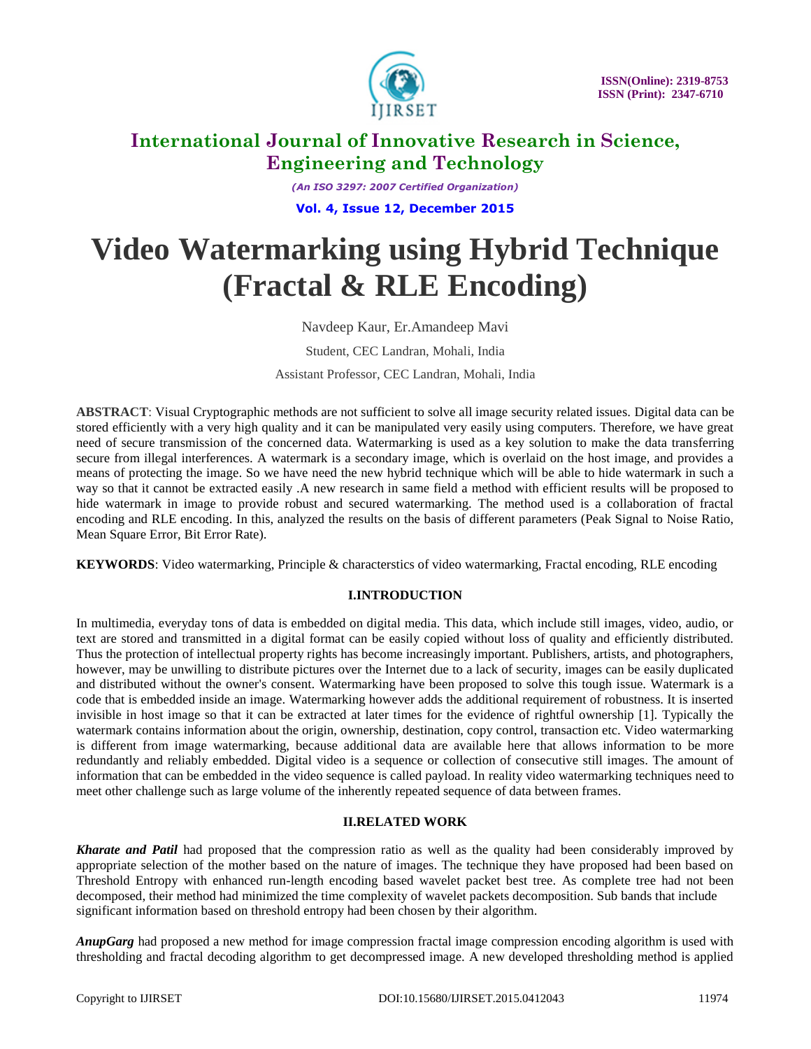# Video Watermarking using Hybrid Technique (Fractal & RLE Encoding)

Navdeep Kaur, Er.Amandeep Mavi

Student, CEC Landran, Mohali, India

Assistant Professor, CEC Landran, Mohali, India

**ABSTRACT**: Visual Cryptographic methods are not sufficient to solve all image security related issues. Digital data can be stored efficiently with a very high quality and it can be manipulated very easily using computers. Therefore, we have great need of secure transmission of the concerned data. Watermarking is used as a key solution to make the data transferring secure from illegal interferences. A watermark is a secondary image, which is overlaid on the host image, and provides a means of protecting the image. So we have need the new hybrid technique which will be able to hide watermark in such a way so that it cannot be extracted easily .A new research in same field a method with efficient results will be proposed to hide watermark in image to provide robust and secured watermarking. The method used is a collaboration of fractal encoding and RLE encoding. In this, analyzed the results on the basis of different parameters (Peak Signal to Noise Ratio, Mean Square Error, Bit Error Rate).

**KEYWORDS**: Video watermarking, Principle & characterstics of video watermarking, Fractal encoding, RLE encoding

## I.INTRODUCTION

In multimedia, everyday tons of data is embedded on digital media. This data, which include still images, video, audio, or text are stored and transmitted in a digital format can be easily copied without loss of quality and efficiently distributed. Thus the protection of intellectual property rights has become increasingly important. Publishers, artists, and photographers, however, may be unwilling to distribute pictures over the Internet due to a lack of security, images can be easily duplicated and distributed without the owner's consent. Watermarking have been proposed to solve this tough issue. Watermark is a code that is embedded inside an image. Watermarking however adds the additional requirement of robustness. It is inserted invisible in host image so that it can be extracted at later times for the evidence of rightful ownership [1]. Typically the watermark contains information about the origin, ownership, destination, copy control, transaction etc. Video watermarking is different from image watermarking, because additional data are available here that allows information to be more redundantly and reliably embedded. Digital video is a sequence or collection of consecutive still images. The amount of information that can be embedded in the video sequence is called payload. In reality video watermarking techniques need to meet other challenge such as large volume of the inherently repeated sequence of data between frames.

## II.RELATED WORK

***Kharate and Patil*** had proposed that the compression ratio as well as the quality had been considerably improved by appropriate selection of the mother based on the nature of images. The technique they have proposed had been based on Threshold Entropy with enhanced run-length encoding based wavelet packet best tree. As complete tree had not been decomposed, their method had minimized the time complexity of wavelet packets decomposition. Sub bands that include significant information based on threshold entropy had been chosen by their algorithm.

***AnupGarg*** had proposed a new method for image compression fractal image compression encoding algorithm is used with thresholding and fractal decoding algorithm to get decompressed image. A new developed thresholding method is applied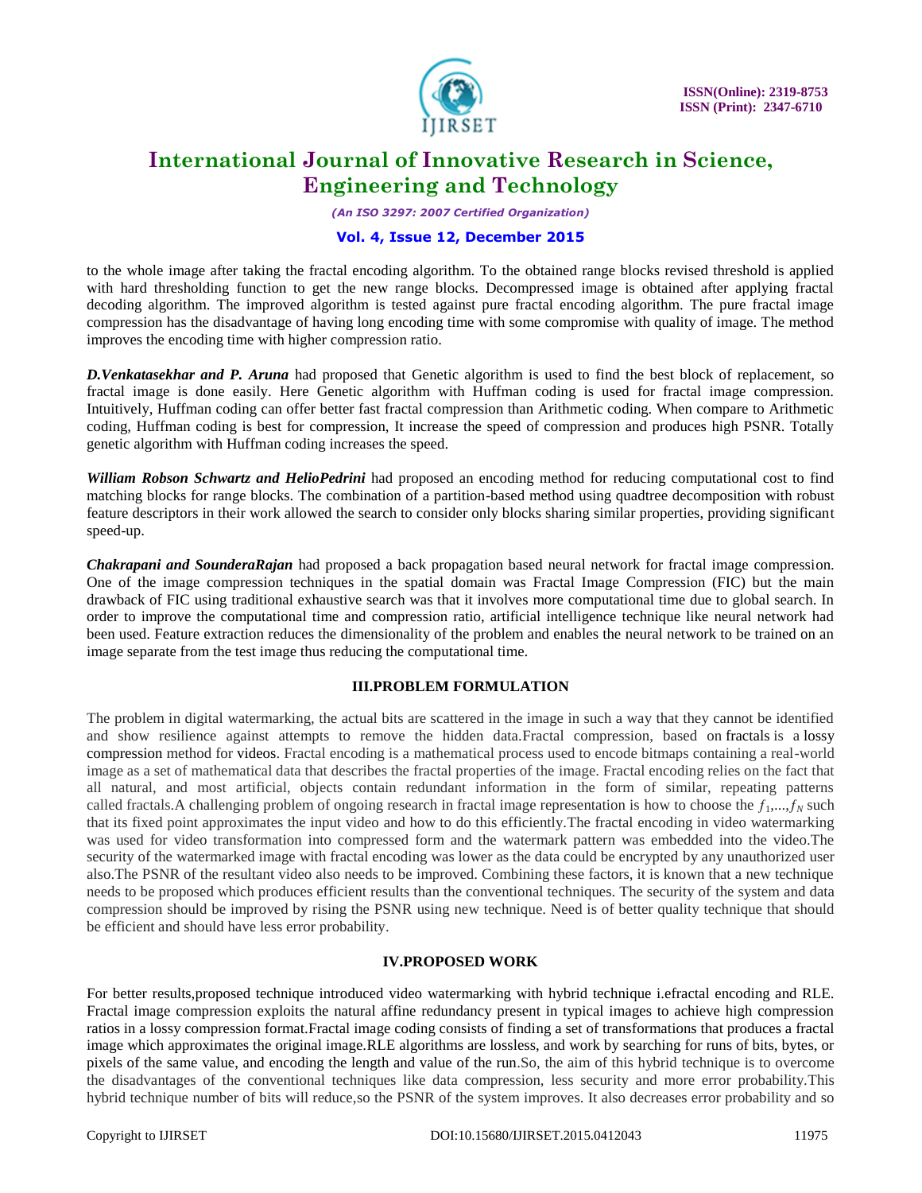to the whole image after taking the fractal encoding algorithm. To the obtained range blocks revised threshold is applied with hard thresholding function to get the new range blocks. Decompressed image is obtained after applying fractal decoding algorithm. The improved algorithm is tested against pure fractal encoding algorithm. The pure fractal image compression has the disadvantage of having long encoding time with some compromise with quality of image. The method improves the encoding time with higher compression ratio.

***D.Venkatasekhar and P. Aruna*** had proposed that Genetic algorithm is used to find the best block of replacement, so fractal image is done easily. Here Genetic algorithm with Huffman coding is used for fractal image compression. Intuitively, Huffman coding can offer better fast fractal compression than Arithmetic coding. When compare to Arithmetic coding, Huffman coding is best for compression, It increase the speed of compression and produces high PSNR. Totally genetic algorithm with Huffman coding increases the speed.

***William Robson Schwartz and HelioPedrini*** had proposed an encoding method for reducing computational cost to find matching blocks for range blocks. The combination of a partition-based method using quadtree decomposition with robust feature descriptors in their work allowed the search to consider only blocks sharing similar properties, providing significant speed-up.

***Chakrapani and SounderaRajan*** had proposed a back propagation based neural network for fractal image compression. One of the image compression techniques in the spatial domain was Fractal Image Compression (FIC) but the main drawback of FIC using traditional exhaustive search was that it involves more computational time due to global search. In order to improve the computational time and compression ratio, artificial intelligence technique like neural network had been used. Feature extraction reduces the dimensionality of the problem and enables the neural network to be trained on an image separate from the test image thus reducing the computational time.

## III.PROBLEM FORMULATION

The problem in digital watermarking, the actual bits are scattered in the image in such a way that they cannot be identified and show resilience against attempts to remove the hidden data.Fractal compression, based on fractals is a lossy compression method for videos. Fractal encoding is a mathematical process used to encode bitmaps containing a real-world image as a set of mathematical data that describes the fractal properties of the image. Fractal encoding relies on the fact that all natural, and most artificial, objects contain redundant information in the form of similar, repeating patterns called fractals.A challenging problem of ongoing research in fractal image representation is how to choose the $f_1,...,f_N$ such that its fixed point approximates the input video and how to do this efficiently.The fractal encoding in video watermarking was used for video transformation into compressed form and the watermark pattern was embedded into the video.The security of the watermarked image with fractal encoding was lower as the data could be encrypted by any unauthorized user also.The PSNR of the resultant video also needs to be improved. Combining these factors, it is known that a new technique needs to be proposed which produces efficient results than the conventional techniques. The security of the system and data compression should be improved by rising the PSNR using new technique. Need is of better quality technique that should be efficient and should have less error probability.

## IV.PROPOSED WORK

For better results,proposed technique introduced video watermarking with hybrid technique i.efractal encoding and RLE. Fractal image compression exploits the natural affine redundancy present in typical images to achieve high compression ratios in a lossy compression format.Fractal image coding consists of finding a set of transformations that produces a fractal image which approximates the original image.RLE algorithms are lossless, and work by searching for runs of bits, bytes, or pixels of the same value, and encoding the length and value of the run.So, the aim of this hybrid technique is to overcome the disadvantages of the conventional techniques like data compression, less security and more error probability.This hybrid technique number of bits will reduce,so the PSNR of the system improves. It also decreases error probability and so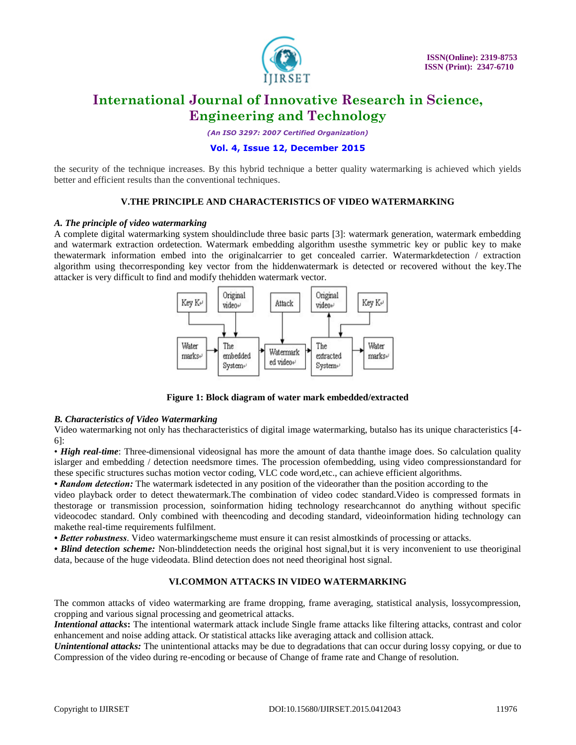the security of the technique increases. By this hybrid technique a better quality watermarking is achieved which yields better and efficient results than the conventional techniques.

## V.THE PRINCIPLE AND CHARACTERISTICS OF VIDEO WATERMARKING

### *A. The principle of video watermarking*

A complete digital watermarking system shouldinclude three basic parts [3]: watermark generation, watermark embedding and watermark extraction ordetection. Watermark embedding algorithm usesthe symmetric key or public key to make thewatermark information embed into the originalcarrier to get concealed carrier. Watermarkdetection / extraction algorithm using thecorresponding key vector from the hiddenwatermark is detected or recovered without the key.The attacker is very difficult to find and modify thehidden watermark vector.

**Figure 1: Block diagram of water mark embedded/extracted**

### *B. Characteristics of Video Watermarking*

Video watermarking not only has thecharacteristics of digital image watermarking, butalso has its unique characteristics [4-6]:

• ***High real-time***: Three-dimensional videosignal has more the amount of data thanthe image does. So calculation quality islarger and embedding / detection needsmore times. The procession ofembedding, using video compressionstandard for these specific structures suchas motion vector coding, VLC code word,etc., can achieve efficient algorithms.

**• *Random detection:*** The watermark isdetected in any position of the videorather than the position according to the video playback order to detect thewatermark.The combination of video codec standard.Video is compressed formats in thestorage or transmission procession, soinformation hiding technology researchcannot do anything without specific videocodec standard. Only combined with theencoding and decoding standard, videoinformation hiding technology can makethe real-time requirements fulfilment.

**• *Better robustness***. Video watermarkingscheme must ensure it can resist almostkinds of processing or attacks.

**• *Blind detection scheme:*** Non-blinddetection needs the original host signal,but it is very inconvenient to use theoriginal data, because of the huge videodata. Blind detection does not need theoriginal host signal.

## VI.COMMON ATTACKS IN VIDEO WATERMARKING

The common attacks of video watermarking are frame dropping, frame averaging, statistical analysis, lossycompression, cropping and various signal processing and geometrical attacks.

***Intentional attacks*:** The intentional watermark attack include Single frame attacks like filtering attacks, contrast and color enhancement and noise adding attack. Or statistical attacks like averaging attack and collision attack.

***Unintentional attacks:*** The unintentional attacks may be due to degradations that can occur during lossy copying, or due to Compression of the video during re-encoding or because of Change of frame rate and Change of resolution.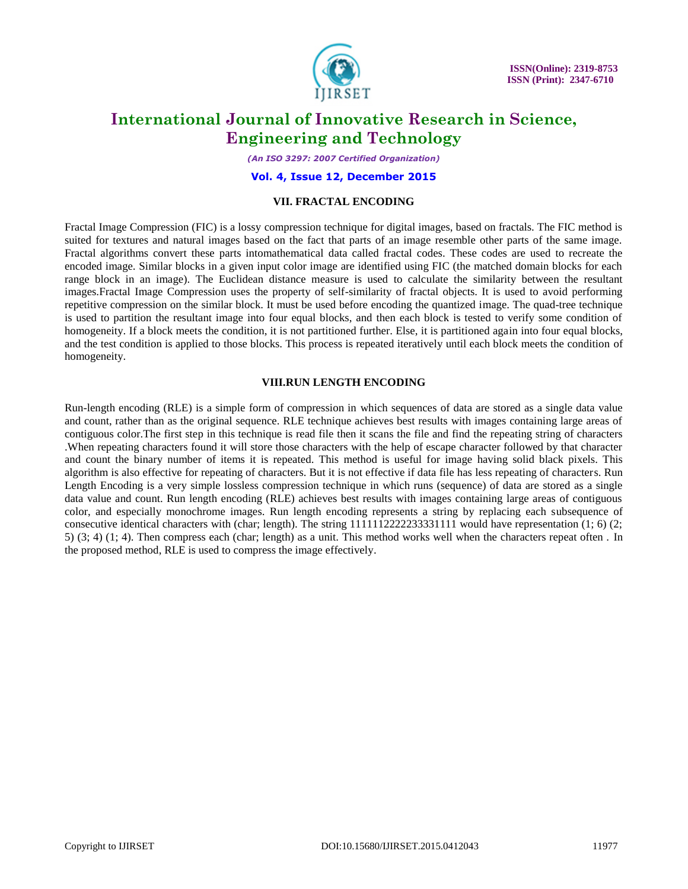## VII. FRACTAL ENCODING

Fractal Image Compression (FIC) is a lossy compression technique for digital images, based on fractals. The FIC method is suited for textures and natural images based on the fact that parts of an image resemble other parts of the same image. Fractal algorithms convert these parts intomathematical data called fractal codes. These codes are used to recreate the encoded image. Similar blocks in a given input color image are identified using FIC (the matched domain blocks for each range block in an image). The Euclidean distance measure is used to calculate the similarity between the resultant images.Fractal Image Compression uses the property of self-similarity of fractal objects. It is used to avoid performing repetitive compression on the similar block. It must be used before encoding the quantized image. The quad-tree technique is used to partition the resultant image into four equal blocks, and then each block is tested to verify some condition of homogeneity. If a block meets the condition, it is not partitioned further. Else, it is partitioned again into four equal blocks, and the test condition is applied to those blocks. This process is repeated iteratively until each block meets the condition of homogeneity.

## VIII.RUN LENGTH ENCODING

Run-length encoding (RLE) is a simple form of compression in which sequences of data are stored as a single data value and count, rather than as the original sequence. RLE technique achieves best results with images containing large areas of contiguous color.The first step in this technique is read file then it scans the file and find the repeating string of characters .When repeating characters found it will store those characters with the help of escape character followed by that character and count the binary number of items it is repeated. This method is useful for image having solid black pixels. This algorithm is also effective for repeating of characters. But it is not effective if data file has less repeating of characters. Run Length Encoding is a very simple lossless compression technique in which runs (sequence) of data are stored as a single data value and count. Run length encoding (RLE) achieves best results with images containing large areas of contiguous color, and especially monochrome images. Run length encoding represents a string by replacing each subsequence of consecutive identical characters with (char; length). The string 1111112222233331111 would have representation (1; 6) (2; 5) (3; 4) (1; 4). Then compress each (char; length) as a unit. This method works well when the characters repeat often . In the proposed method, RLE is used to compress the image effectively.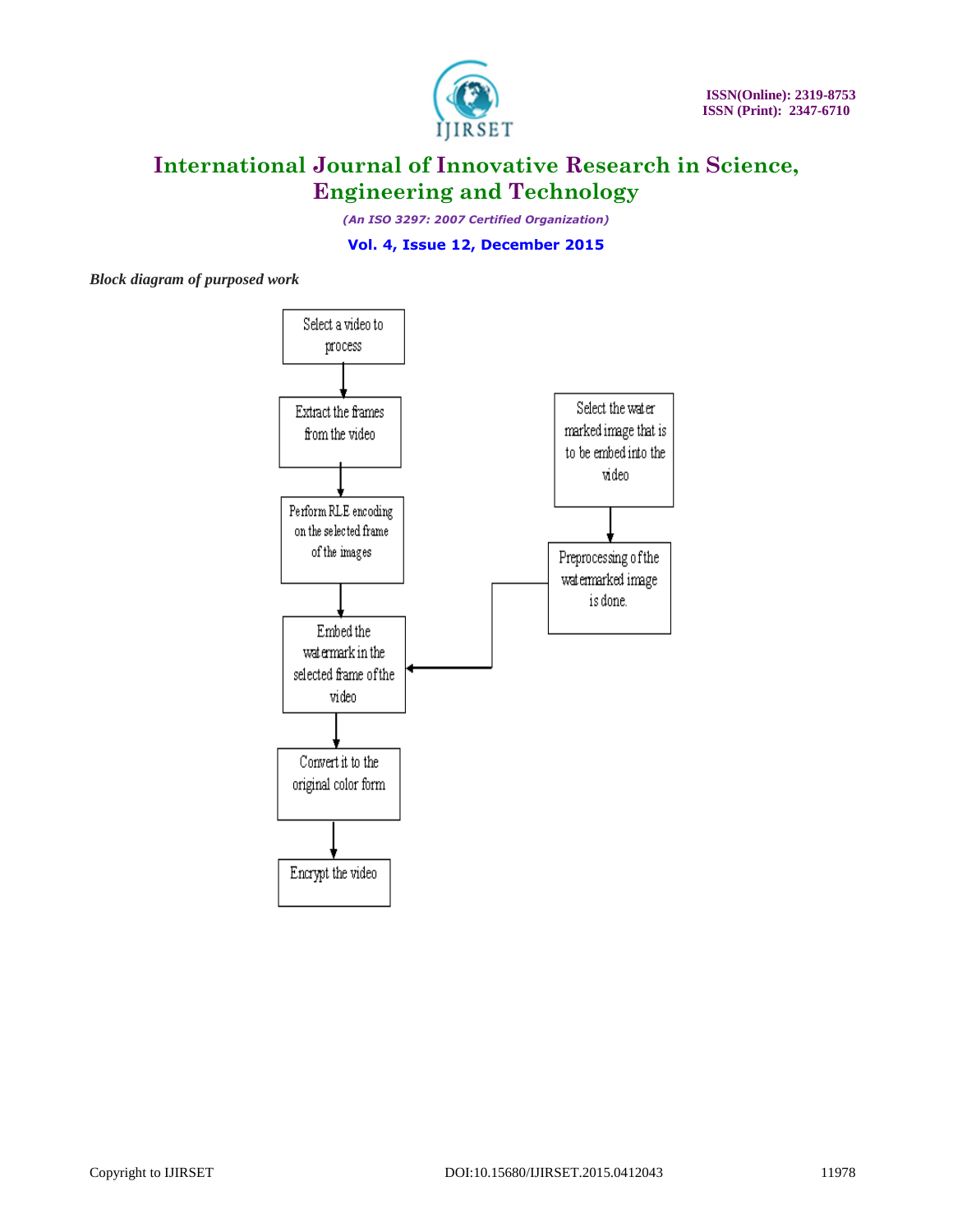*Block diagram of purposed work*

Select a video to process

Extract the frames from the video

Perform RLE encoding on the selected frame of the images

Embed the watermark in the selected frame of the video

Convert it to the original color form

Encrypt the video

Select the water marked image that is to be embed into the video

Preprocessing of the watermarked image is done.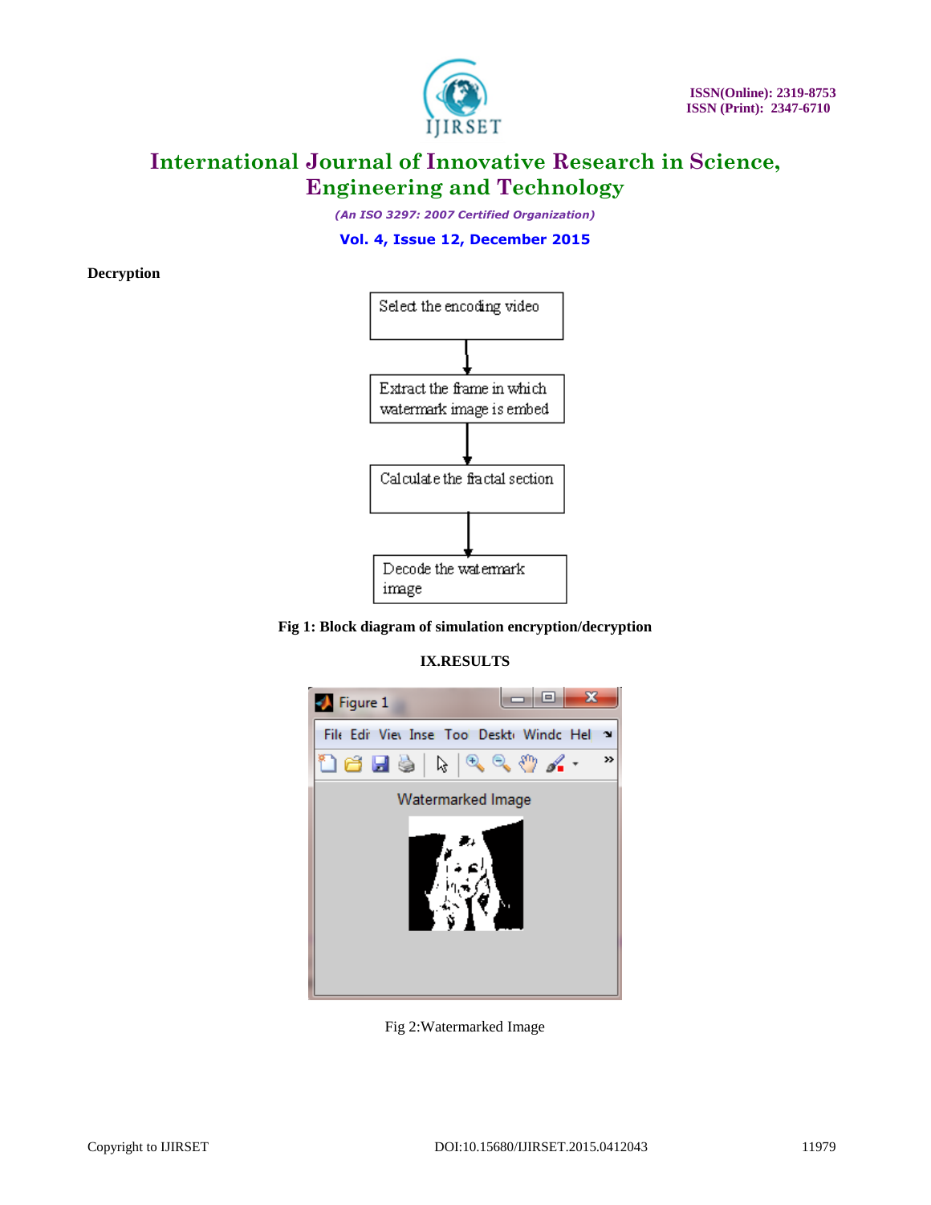**Decryption**

Select the encoding video

Extract the frame in which watermark image is embed

Calculate the fractal section

Decode the watermark image

**Fig 1: Block diagram of simulation encryption/decryption**

## IX.RESULTS

Fig 2:Watermarked Image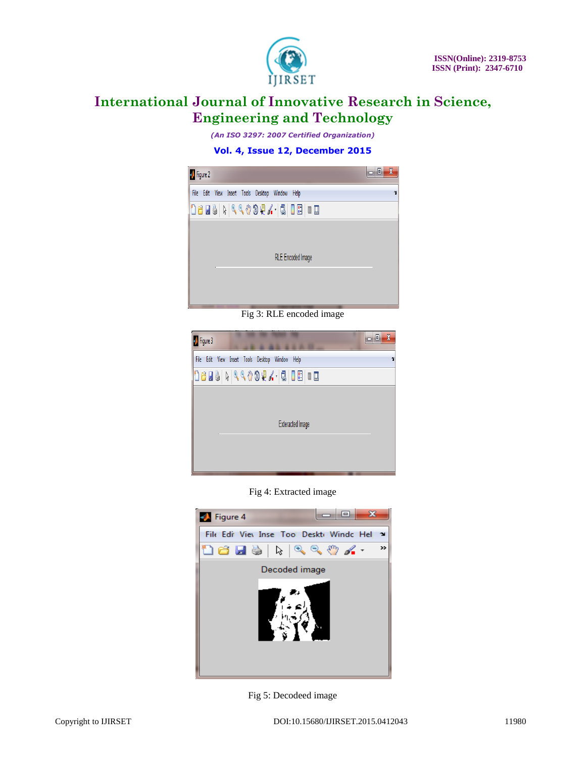Fig 3: RLE encoded image

Fig 4: Extracted image

Fig 5: Decodeed image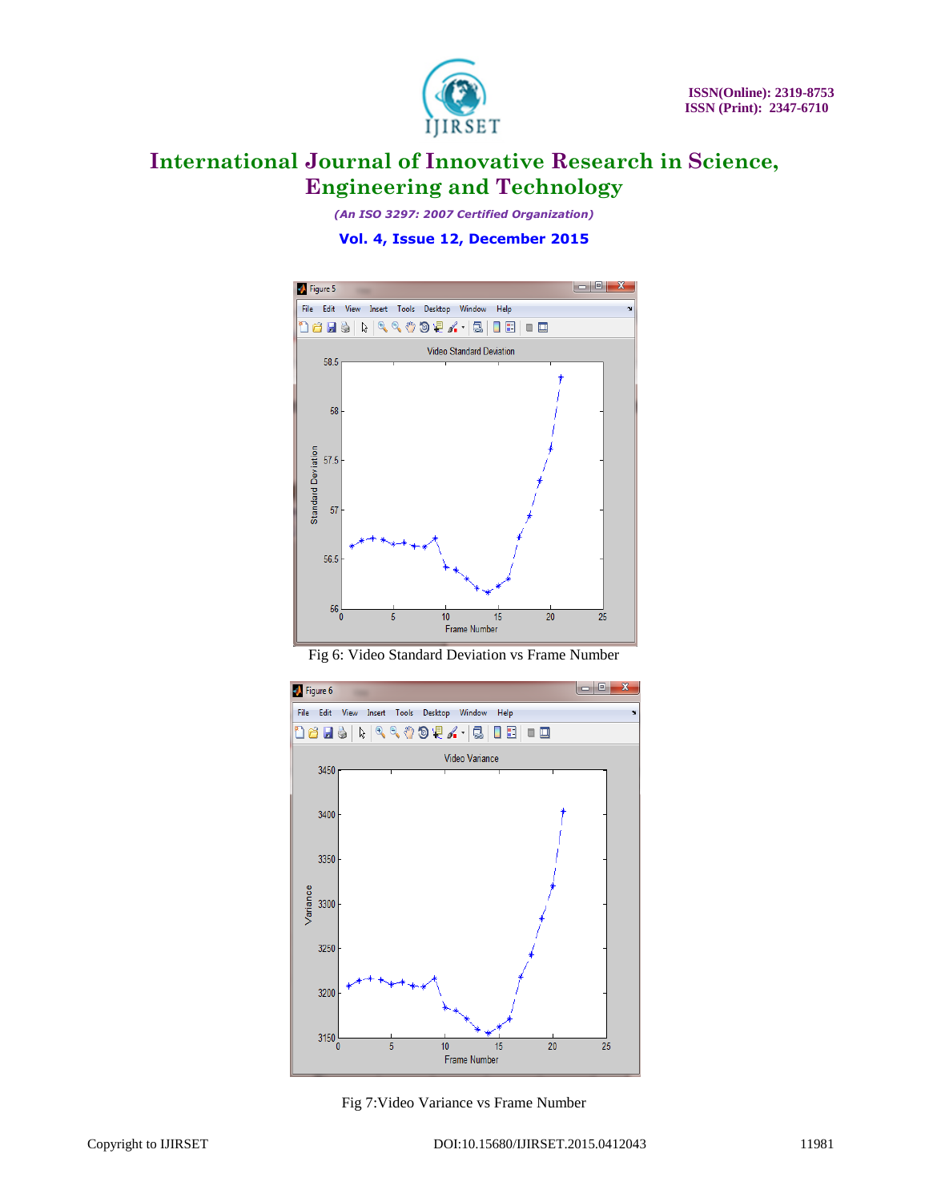Fig 6: Video Standard Deviation vs Frame Number

Fig 7:Video Variance vs Frame Number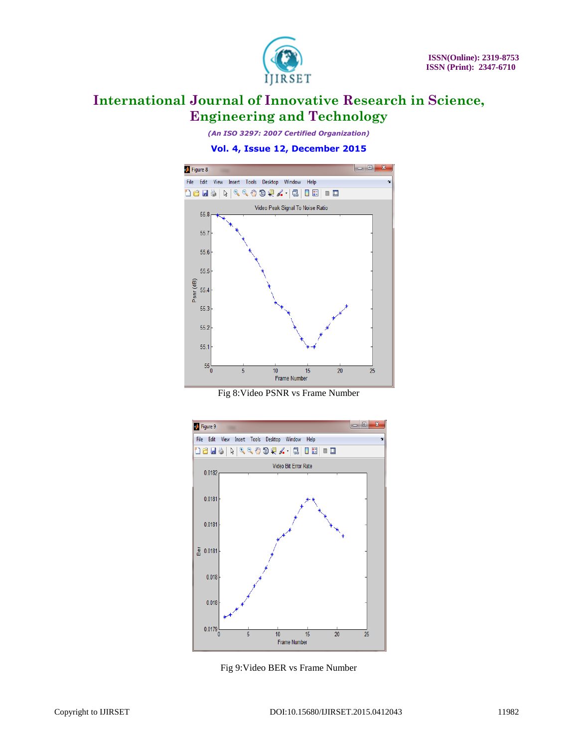Fig 8:Video PSNR vs Frame Number

Fig 9:Video BER vs Frame Number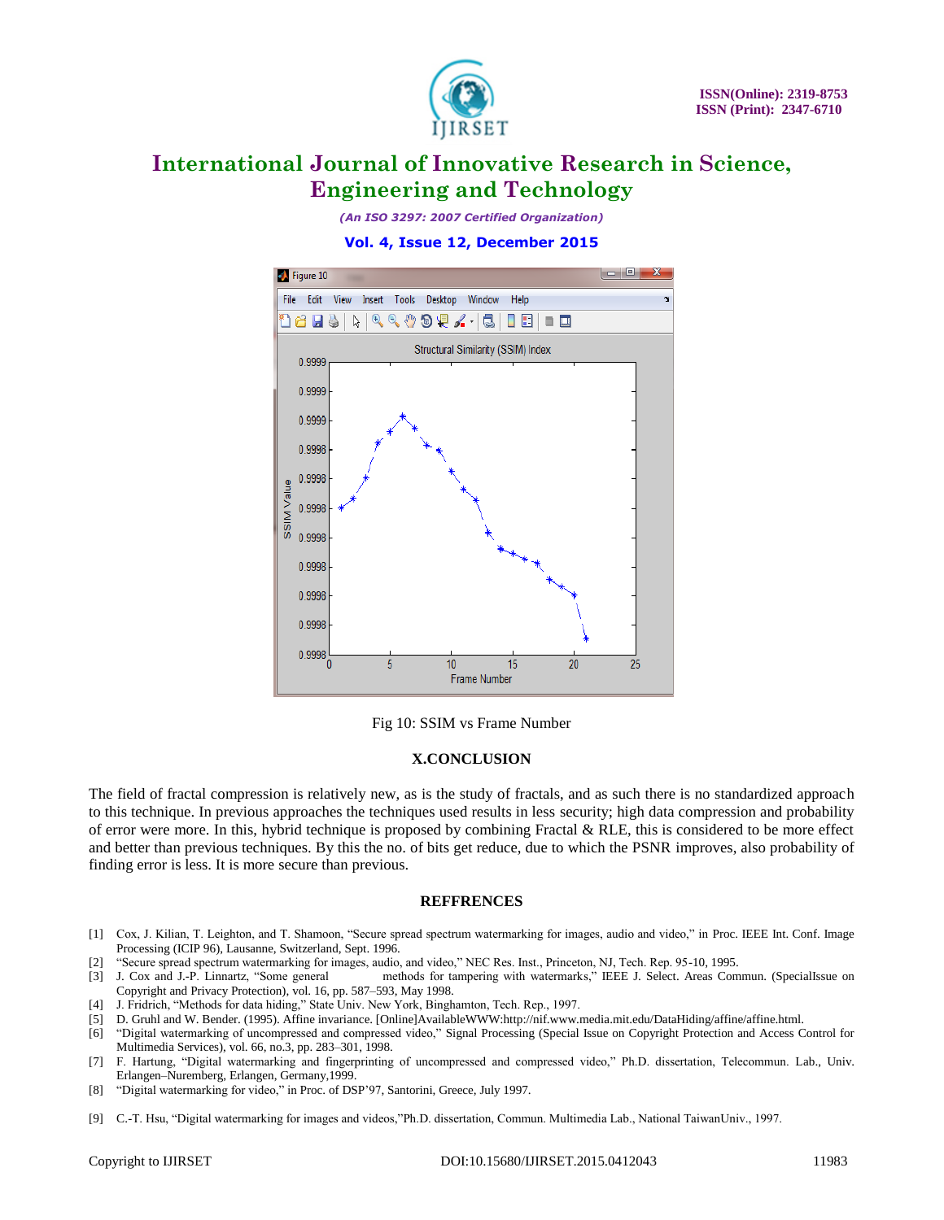Fig 10: SSIM vs Frame Number

## X.CONCLUSION

The field of fractal compression is relatively new, as is the study of fractals, and as such there is no standardized approach to this technique. In previous approaches the techniques used results in less security; high data compression and probability of error were more. In this, hybrid technique is proposed by combining Fractal & RLE, this is considered to be more effect and better than previous techniques. By this the no. of bits get reduce, due to which the PSNR improves, also probability of finding error is less. It is more secure than previous.

## REFFRENCES

[1] Cox, J. Kilian, T. Leighton, and T. Shamoon, "Secure spread spectrum watermarking for images, audio and video," in Proc. IEEE Int. Conf. Image Processing (ICIP 96), Lausanne, Switzerland, Sept. 1996.

[2] "Secure spread spectrum watermarking for images, audio, and video," NEC Res. Inst., Princeton, NJ, Tech. Rep. 95-10, 1995.

[3] J. Cox and J.-P. Linnartz, "Some general methods for tampering with watermarks," IEEE J. Select. Areas Commun. (SpecialIssue on Copyright and Privacy Protection), vol. 16, pp. 587–593, May 1998.

[4] J. Fridrich, "Methods for data hiding," State Univ. New York, Binghamton, Tech. Rep., 1997.

[5] D. Gruhl and W. Bender. (1995). Affine invariance. [Online]AvailableWWW:http://nif.www.media.mit.edu/DataHiding/affine/affine.html.

[6] "Digital watermarking of uncompressed and compressed video," Signal Processing (Special Issue on Copyright Protection and Access Control for Multimedia Services), vol. 66, no.3, pp. 283–301, 1998.

[7] F. Hartung, "Digital watermarking and fingerprinting of uncompressed and compressed video," Ph.D. dissertation, Telecommun. Lab., Univ. Erlangen–Nuremberg, Erlangen, Germany,1999.

[8] "Digital watermarking for video," in Proc. of DSP'97, Santorini, Greece, July 1997.

[9] C.-T. Hsu, "Digital watermarking for images and videos,"Ph.D. dissertation, Commun. Multimedia Lab., National TaiwanUniv., 1997.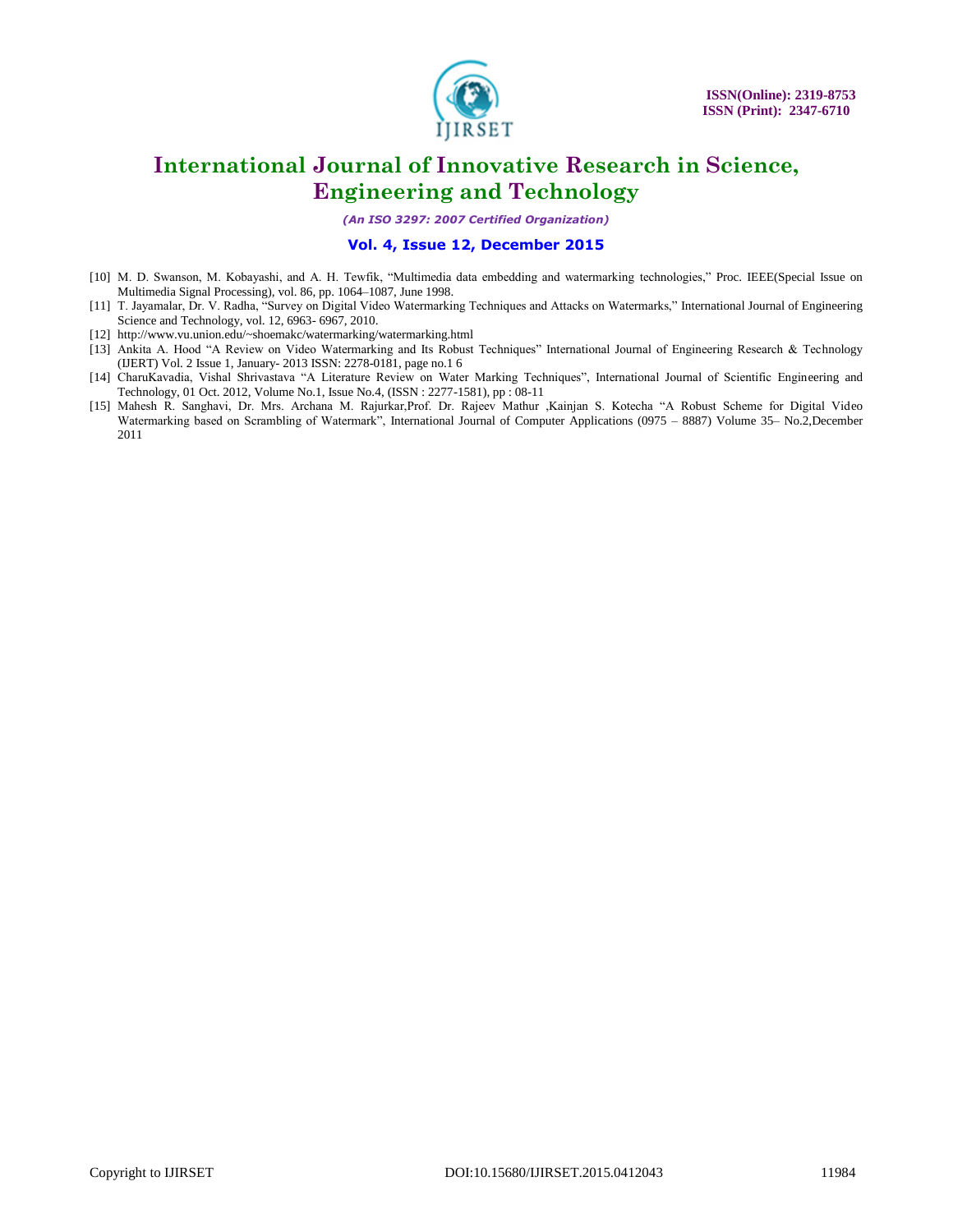[10] M. D. Swanson, M. Kobayashi, and A. H. Tewfik, "Multimedia data embedding and watermarking technologies," Proc. IEEE(Special Issue on Multimedia Signal Processing), vol. 86, pp. 1064–1087, June 1998.

[11] T. Jayamalar, Dr. V. Radha, "Survey on Digital Video Watermarking Techniques and Attacks on Watermarks," International Journal of Engineering Science and Technology, vol. 12, 6963- 6967, 2010.

[12] http://www.vu.union.edu/~shoemakc/watermarking/watermarking.html

[13] Ankita A. Hood "A Review on Video Watermarking and Its Robust Techniques" International Journal of Engineering Research & Technology (IJERT) Vol. 2 Issue 1, January- 2013 ISSN: 2278-0181, page no.1 6

[14] CharuKavadia, Vishal Shrivastava "A Literature Review on Water Marking Techniques", International Journal of Scientific Engineering and Technology, 01 Oct. 2012, Volume No.1, Issue No.4, (ISSN : 2277-1581), pp : 08-11

[15] Mahesh R. Sanghavi, Dr. Mrs. Archana M. Rajurkar,Prof. Dr. Rajeev Mathur ,Kainjan S. Kotecha "A Robust Scheme for Digital Video Watermarking based on Scrambling of Watermark", International Journal of Computer Applications (0975 – 8887) Volume 35– No.2,December 2011